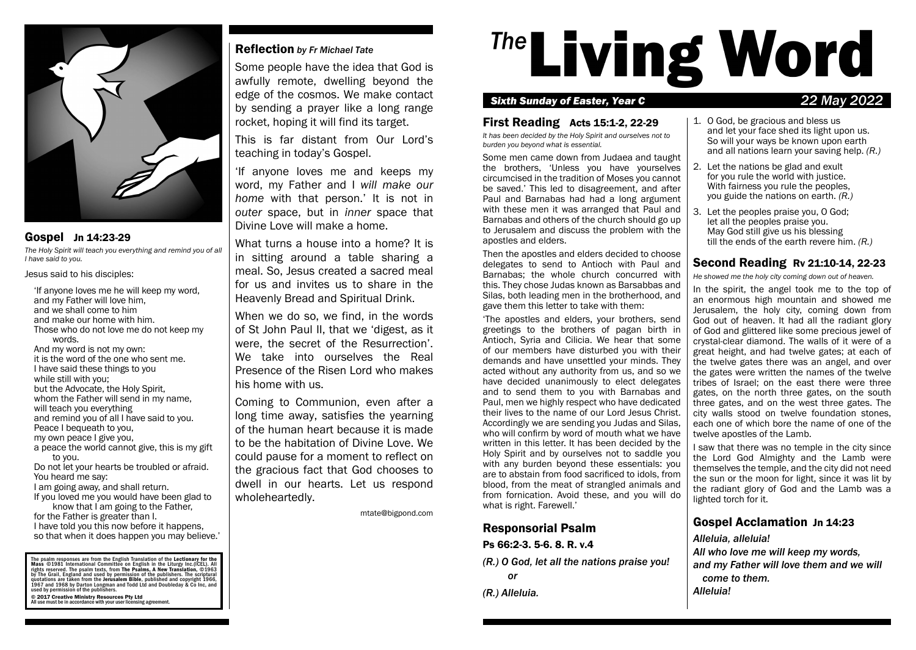# *The* Living Word

***Sixth Sunday of Easter, Year C*** *22 May 2022*

## First Reading Acts 15:1-2, 22-29

*It has been decided by the Holy Spirit and ourselves not to burden you beyond what is essential.*

Some men came down from Judaea and taught the brothers, 'Unless you have yourselves circumcised in the tradition of Moses you cannot be saved.' This led to disagreement, and after Paul and Barnabas had had a long argument with these men it was arranged that Paul and Barnabas and others of the church should go up to Jerusalem and discuss the problem with the apostles and elders.

Then the apostles and elders decided to choose delegates to send to Antioch with Paul and Barnabas; the whole church concurred with this. They chose Judas known as Barsabbas and Silas, both leading men in the brotherhood, and gave them this letter to take with them:

'The apostles and elders, your brothers, send greetings to the brothers of pagan birth in Antioch, Syria and Cilicia. We hear that some of our members have disturbed you with their demands and have unsettled your minds. They acted without any authority from us, and so we have decided unanimously to elect delegates and to send them to you with Barnabas and Paul, men we highly respect who have dedicated their lives to the name of our Lord Jesus Christ. Accordingly we are sending you Judas and Silas, who will confirm by word of mouth what we have written in this letter. It has been decided by the Holy Spirit and by ourselves not to saddle you with any burden beyond these essentials: you are to abstain from food sacrificed to idols, from blood, from the meat of strangled animals and from fornication. Avoid these, and you will do what is right. Farewell.'

## Responsorial Psalm

**Ps 66:2-3. 5-6. 8. R. v.4**

***(R.) O God, let all the nations praise you!***

***or***

***(R.) Alleluia.***

1. O God, be gracious and bless us
   and let your face shed its light upon us.
   So will your ways be known upon earth
   and all nations learn your saving help. *(R.)*
2. Let the nations be glad and exult
   for you rule the world with justice.
   With fairness you rule the peoples,
   you guide the nations on earth. *(R.)*
3. Let the peoples praise you, O God;
   let all the peoples praise you.
   May God still give us his blessing
   till the ends of the earth revere him. *(R.)*

## Second Reading Rv 21:10-14, 22-23

*He showed me the holy city coming down out of heaven.*

In the spirit, the angel took me to the top of an enormous high mountain and showed me Jerusalem, the holy city, coming down from God out of heaven. It had all the radiant glory of God and glittered like some precious jewel of crystal-clear diamond. The walls of it were of a great height, and had twelve gates; at each of the twelve gates there was an angel, and over the gates were written the names of the twelve tribes of Israel; on the east there were three gates, on the north three gates, on the south three gates, and on the west three gates. The city walls stood on twelve foundation stones, each one of which bore the name of one of the twelve apostles of the Lamb.

I saw that there was no temple in the city since the Lord God Almighty and the Lamb were themselves the temple, and the city did not need the sun or the moon for light, since it was lit by the radiant glory of God and the Lamb was a lighted torch for it.

## Gospel Acclamation Jn 14:23

***Alleluia, alleluia!***
***All who love me will keep my words,***
***and my Father will love them and we will come to them.***
***Alleluia!***

## Gospel Jn 14:23-29

*The Holy Spirit will teach you everything and remind you of all I have said to you.*

Jesus said to his disciples:

'If anyone loves me he will keep my word,
and my Father will love him,
and we shall come to him
and make our home with him.
Those who do not love me do not keep my words.
And my word is not my own:
it is the word of the one who sent me.
I have said these things to you
while still with you;
but the Advocate, the Holy Spirit,
whom the Father will send in my name,
will teach you everything
and remind you of all I have said to you.
Peace I bequeath to you,
my own peace I give you,
a peace the world cannot give, this is my gift to you.
Do not let your hearts be troubled or afraid.
You heard me say:
I am going away, and shall return.
If you loved me you would have been glad to know that I am going to the Father,
for the Father is greater than I.
I have told you this now before it happens,
so that when it does happen you may believe.'

## Reflection *by Fr Michael Tate*

Some people have the idea that God is awfully remote, dwelling beyond the edge of the cosmos. We make contact by sending a prayer like a long range rocket, hoping it will find its target.

This is far distant from Our Lord's teaching in today's Gospel.

'If anyone loves me and keeps my word, my Father and I *will make our home* with that person.' It is not in *outer* space, but in *inner* space that Divine Love will make a home.

What turns a house into a home? It is in sitting around a table sharing a meal. So, Jesus created a sacred meal for us and invites us to share in the Heavenly Bread and Spiritual Drink.

When we do so, we find, in the words of St John Paul II, that we 'digest, as it were, the secret of the Resurrection'. We take into ourselves the Real Presence of the Risen Lord who makes his home with us.

Coming to Communion, even after a long time away, satisfies the yearning of the human heart because it is made to be the habitation of Divine Love. We could pause for a moment to reflect on the gracious fact that God chooses to dwell in our hearts. Let us respond wholeheartedly.

mtate@bigpond.com

The psalm responses are from the English Translation of the **Lectionary for the Mass** ©1981 International Committee on English in the Liturgy Inc.(ICEL). All rights reserved. The psalm texts, from **The Psalms, A New Translation**, ©1963 by The Grail, England and used by permission of the publishers. The scriptural quotations are taken from the **Jerusalem Bible**, published and copyright 1966, 1967 and 1968 by Darton Longman and Todd Ltd and Doubleday & Co Inc, and used by permission of the publishers.

**© 2017 Creative Ministry Resources Pty Ltd**
All use must be in accordance with your user licensing agreement.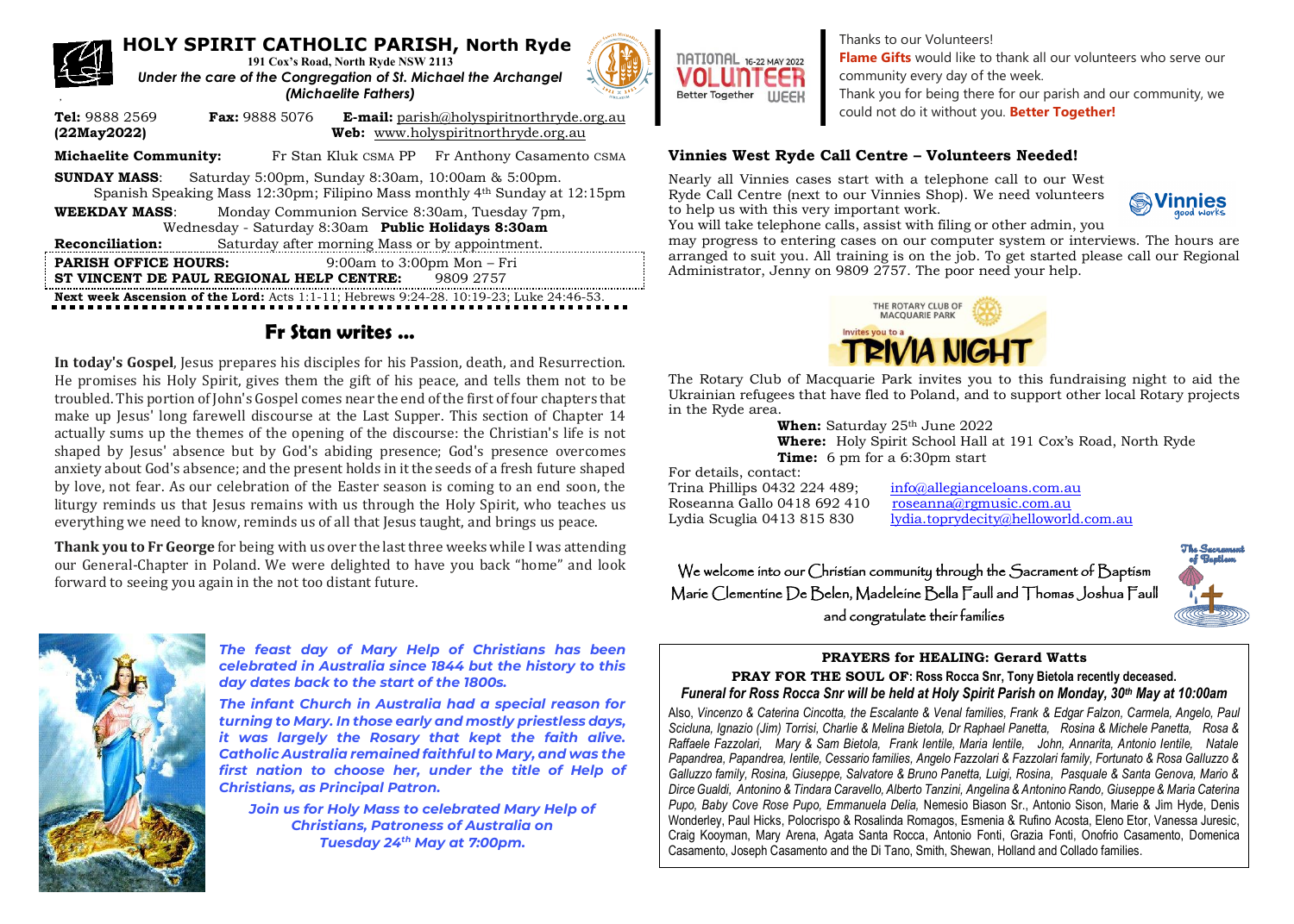# HOLY SPIRIT CATHOLIC PARISH, North Ryde

**191 Cox's Road, North Ryde NSW 2113**

***Under the care of the Congregation of St. Michael the Archangel (Michaelite Fathers)***

**Tel:** 9888 2569 **Fax:** 9888 5076 **E-mail:** parish@holyspiritnorthryde.org.au

**(22May2022)** **Web:** www.holyspiritnorthryde.org.au

**Michaelite Community:** Fr Stan Kluk CSMA PP Fr Anthony Casamento CSMA

**SUNDAY MASS**: Saturday 5:00pm, Sunday 8:30am, 10:00am & 5:00pm. Spanish Speaking Mass 12:30pm; Filipino Mass monthly 4th Sunday at 12:15pm

**WEEKDAY MASS**: Monday Communion Service 8:30am, Tuesday 7pm, Wednesday - Saturday 8:30am **Public Holidays 8:30am**

**Reconciliation:** Saturday after morning Mass or by appointment.

**PARISH OFFICE HOURS:** 9:00am to 3:00pm Mon – Fri

**ST VINCENT DE PAUL REGIONAL HELP CENTRE:** 9809 2757

**Next week Ascension of the Lord:** Acts 1:1-11; Hebrews 9:24-28. 10:19-23; Luke 24:46-53.

## Fr Stan writes ...

**In today's Gospel**, Jesus prepares his disciples for his Passion, death, and Resurrection. He promises his Holy Spirit, gives them the gift of his peace, and tells them not to be troubled. This portion of John's Gospel comes near the end of the first of four chapters that make up Jesus' long farewell discourse at the Last Supper. This section of Chapter 14 actually sums up the themes of the opening of the discourse: the Christian's life is not shaped by Jesus' absence but by God's abiding presence; God's presence overcomes anxiety about God's absence; and the present holds in it the seeds of a fresh future shaped by love, not fear. As our celebration of the Easter season is coming to an end soon, the liturgy reminds us that Jesus remains with us through the Holy Spirit, who teaches us everything we need to know, reminds us of all that Jesus taught, and brings us peace.

**Thank you to Fr George** for being with us over the last three weeks while I was attending our General-Chapter in Poland. We were delighted to have you back "home" and look forward to seeing you again in the not too distant future.

***The feast day of Mary Help of Christians has been celebrated in Australia since 1844 but the history to this day dates back to the start of the 1800s.***

***The infant Church in Australia had a special reason for turning to Mary. In those early and mostly priestless days, it was largely the Rosary that kept the faith alive. Catholic Australia remained faithful to Mary, and was the first nation to choose her, under the title of Help of Christians, as Principal Patron.***

***Join us for Holy Mass to celebrated Mary Help of Christians, Patroness of Australia on Tuesday 24th May at 7:00pm.***

NATIONAL VOLUNTEER WEEK 16-22 MAY 2022 Better Together

Thanks to our Volunteers!

**Flame Gifts** would like to thank all our volunteers who serve our community every day of the week.

Thank you for being there for our parish and our community, we could not do it without you. **Better Together!**

### Vinnies West Ryde Call Centre – Volunteers Needed!

Nearly all Vinnies cases start with a telephone call to our West Ryde Call Centre (next to our Vinnies Shop). We need volunteers to help us with this very important work.

You will take telephone calls, assist with filing or other admin, you may progress to entering cases on our computer system or interviews. The hours are arranged to suit you. All training is on the job. To get started please call our Regional Administrator, Jenny on 9809 2757. The poor need your help.

THE ROTARY CLUB OF MACQUARIE PARK Invites you to a TRIVIA NIGHT

The Rotary Club of Macquarie Park invites you to this fundraising night to aid the Ukrainian refugees that have fled to Poland, and to support other local Rotary projects in the Ryde area.

**When:** Saturday 25th June 2022
**Where:** Holy Spirit School Hall at 191 Cox's Road, North Ryde
**Time:** 6 pm for a 6:30pm start

For details, contact:

Trina Phillips 0432 224 489; info@allegianceloans.com.au
Roseanna Gallo 0418 692 410 roseanna@rgmusic.com.au
Lydia Scuglia 0413 815 830 lydia.toprydecity@helloworld.com.au

We welcome into our Christian community through the Sacrament of Baptism Marie Clementine De Belen, Madeleine Bella Faull and Thomas Joshua Faull and congratulate their families

**PRAYERS for HEALING: Gerard Watts**

**PRAY FOR THE SOUL OF: Ross Rocca Snr, Tony Bietola recently deceased.**

***Funeral for Ross Rocca Snr will be held at Holy Spirit Parish on Monday, 30th May at 10:00am***

Also, *Vincenzo & Caterina Cincotta, the Escalante & Venal families, Frank & Edgar Falzon, Carmela, Angelo, Paul Sciduna, Ignazio (Jim) Torrisi, Charlie & Melina Bietola, Dr Raphael Panetta, Rosina & Michele Panetta, Rosa & Raffaele Fazzolari, Mary & Sam Bietola, Frank Ientile, Maria Ientile, John, Annarita, Antonio Ientile, Natale Papandrea, Papandrea, Ientile, Cessario families, Angelo Fazzolari & Fazzolari family, Fortunato & Rosa Galluzzo & Galluzzo family, Rosina, Giuseppe, Salvatore & Bruno Panetta, Luigi, Rosina, Pasquale & Santa Genova, Mario & Dirce Gualdi, Antonino & Tindara Caravello, Alberto Tanzini, Angelina & Antonino Rando, Giuseppe & Maria Caterina Pupo, Baby Cove Rose Pupo, Emmanuela Delia,* Nemesio Biason Sr., Antonio Sison, Marie & Jim Hyde, Denis Wonderley, Paul Hicks, Polocrispo & Rosalinda Romagos, Esmenia & Rufino Acosta, Eleno Etor, Vanessa Juresic, Craig Kooyman, Mary Arena, Agata Santa Rocca, Antonio Fonti, Grazia Fonti, Onofrio Casamento, Domenica Casamento, Joseph Casamento and the Di Tano, Smith, Shewan, Holland and Collado families.